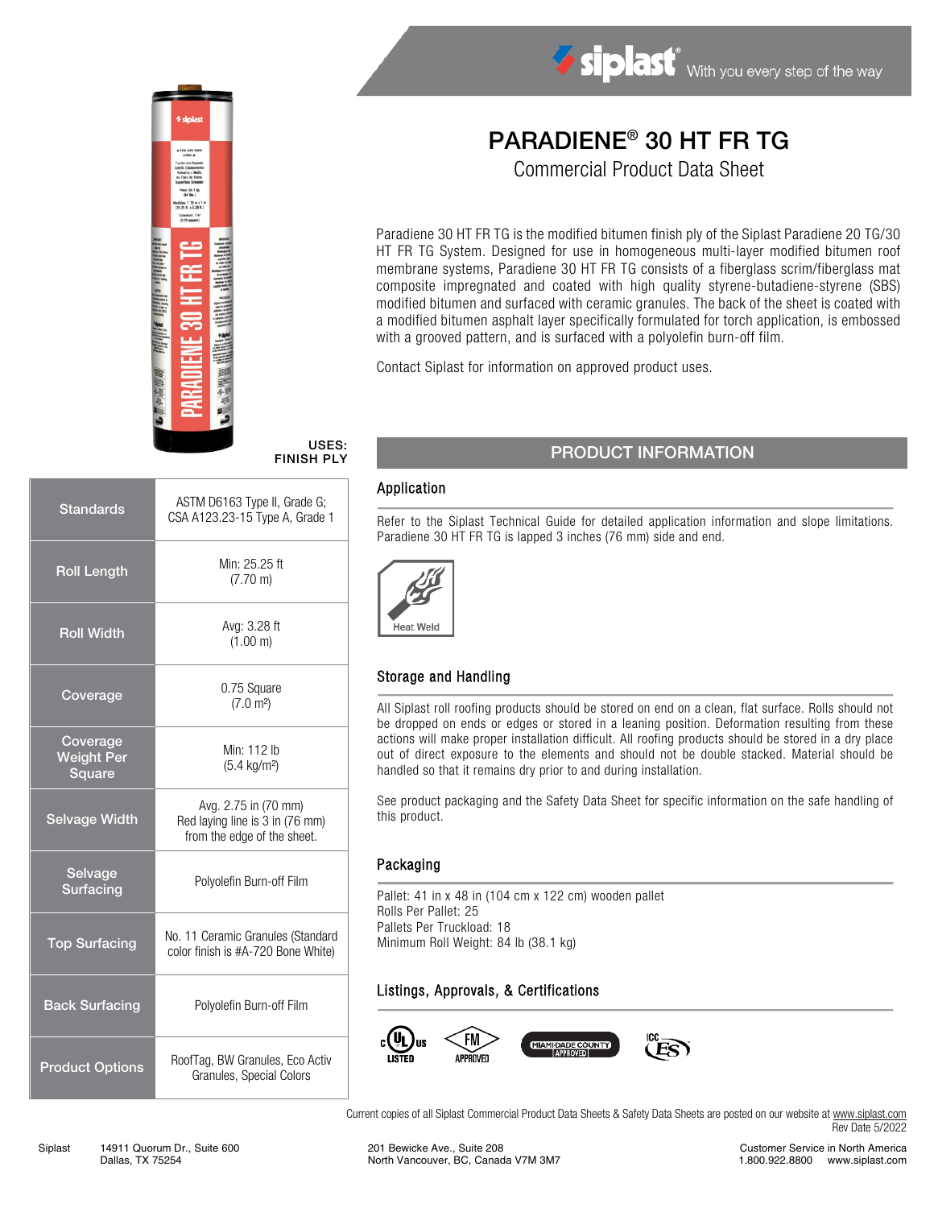siplast® With you every step of the way

# PARADIENE® 30 HT FR TG

## Commercial Product Data Sheet

Paradiene 30 HT FR TG is the modified bitumen finish ply of the Siplast Paradiene 20 TG/30 HT FR TG System. Designed for use in homogeneous multi-layer modified bitumen roof membrane systems, Paradiene 30 HT FR TG consists of a fiberglass scrim/fiberglass mat composite impregnated and coated with high quality styrene-butadiene-styrene (SBS) modified bitumen and surfaced with ceramic granules. The back of the sheet is coated with a modified bitumen asphalt layer specifically formulated for torch application, is embossed with a grooved pattern, and is surfaced with a polyolefin burn-off film.

Contact Siplast for information on approved product uses.

USES:
FINISH PLY

| Property | Value |
| --- | --- |
| Standards | ASTM D6163 Type II, Grade G; CSA A123.23-15 Type A, Grade 1 |
| Roll Length | Min: 25.25 ft (7.70 m) |
| Roll Width | Avg: 3.28 ft (1.00 m) |
| Coverage | 0.75 Square (7.0 m²) |
| Coverage Weight Per Square | Min: 112 lb (5.4 kg/m²) |
| Selvage Width | Avg. 2.75 in (70 mm) Red laying line is 3 in (76 mm) from the edge of the sheet. |
| Selvage Surfacing | Polyolefin Burn-off Film |
| Top Surfacing | No. 11 Ceramic Granules (Standard color finish is #A-720 Bone White) |
| Back Surfacing | Polyolefin Burn-off Film |
| Product Options | RoofTag, BW Granules, Eco Activ Granules, Special Colors |

## PRODUCT INFORMATION

### Application

Refer to the Siplast Technical Guide for detailed application information and slope limitations. Paradiene 30 HT FR TG is lapped 3 inches (76 mm) side and end.

Heat Weld

### Storage and Handling

All Siplast roll roofing products should be stored on end on a clean, flat surface. Rolls should not be dropped on ends or edges or stored in a leaning position. Deformation resulting from these actions will make proper installation difficult. All roofing products should be stored in a dry place out of direct exposure to the elements and should not be double stacked. Material should be handled so that it remains dry prior to and during installation.

See product packaging and the Safety Data Sheet for specific information on the safe handling of this product.

### Packaging

Pallet: 41 in x 48 in (104 cm x 122 cm) wooden pallet
Rolls Per Pallet: 25
Pallets Per Truckload: 18
Minimum Roll Weight: 84 lb (38.1 kg)

### Listings, Approvals, & Certifications

c UL us LISTED · FM APPROVED · MIAMI-DADE COUNTY APPROVED · ICC ES

Current copies of all Siplast Commercial Product Data Sheets & Safety Data Sheets are posted on our website at www.siplast.com
Rev Date 5/2022

Siplast 14911 Quorum Dr., Suite 600 Dallas, TX 75254 | 201 Bewicke Ave., Suite 208 North Vancouver, BC, Canada V7M 3M7 | Customer Service in North America 1.800.922.8800 www.siplast.com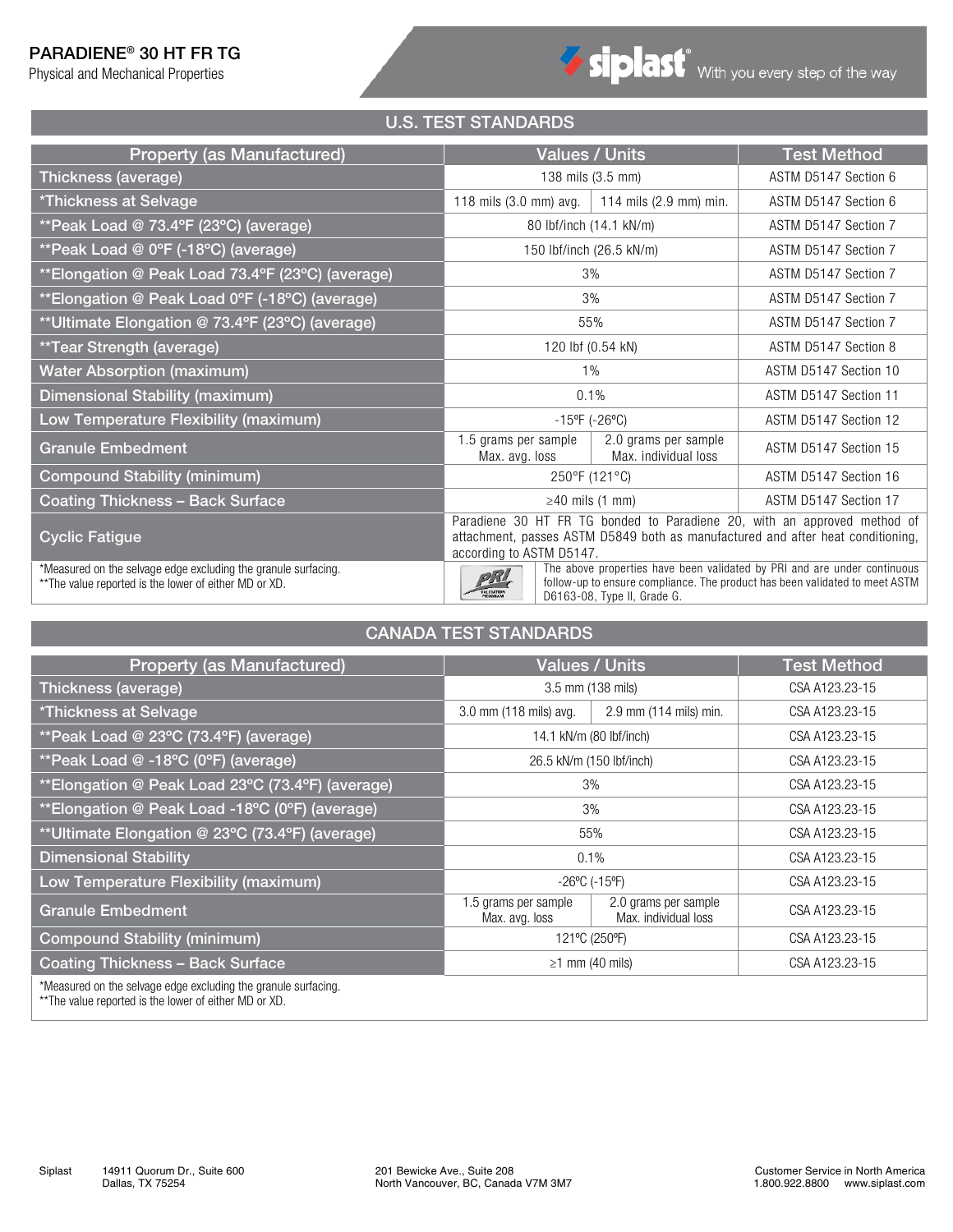# PARADIENE® 30 HT FR TG

Physical and Mechanical Properties

## U.S. TEST STANDARDS

| Property (as Manufactured) | Values / Units | | Test Method |
|---|---|---|---|
| Thickness (average) | 138 mils (3.5 mm) | | ASTM D5147 Section 6 |
| *Thickness at Selvage | 118 mils (3.0 mm) avg. | 114 mils (2.9 mm) min. | ASTM D5147 Section 6 |
| **Peak Load @ 73.4ºF (23ºC) (average) | 80 lbf/inch (14.1 kN/m) | | ASTM D5147 Section 7 |
| **Peak Load @ 0ºF (-18ºC) (average) | 150 lbf/inch (26.5 kN/m) | | ASTM D5147 Section 7 |
| **Elongation @ Peak Load 73.4ºF (23ºC) (average) | 3% | | ASTM D5147 Section 7 |
| **Elongation @ Peak Load 0ºF (-18ºC) (average) | 3% | | ASTM D5147 Section 7 |
| **Ultimate Elongation @ 73.4ºF (23ºC) (average) | 55% | | ASTM D5147 Section 7 |
| **Tear Strength (average) | 120 lbf (0.54 kN) | | ASTM D5147 Section 8 |
| Water Absorption (maximum) | 1% | | ASTM D5147 Section 10 |
| Dimensional Stability (maximum) | 0.1% | | ASTM D5147 Section 11 |
| Low Temperature Flexibility (maximum) | -15ºF (-26ºC) | | ASTM D5147 Section 12 |
| Granule Embedment | 1.5 grams per sample Max. avg. loss | 2.0 grams per sample Max. individual loss | ASTM D5147 Section 15 |
| Compound Stability (minimum) | 250°F (121°C) | | ASTM D5147 Section 16 |
| Coating Thickness – Back Surface | ≥40 mils (1 mm) | | ASTM D5147 Section 17 |
| Cyclic Fatigue | Paradiene 30 HT FR TG bonded to Paradiene 20, with an approved method of attachment, passes ASTM D5849 both as manufactured and after heat conditioning, according to ASTM D5147. | | |

*Measured on the selvage edge excluding the granule surfacing.
**The value reported is the lower of either MD or XD.

PRI Validation Program: The above properties have been validated by PRI and are under continuous follow-up to ensure compliance. The product has been validated to meet ASTM D6163-08, Type II, Grade G.

## CANADA TEST STANDARDS

| Property (as Manufactured) | Values / Units | | Test Method |
|---|---|---|---|
| Thickness (average) | 3.5 mm (138 mils) | | CSA A123.23-15 |
| *Thickness at Selvage | 3.0 mm (118 mils) avg. | 2.9 mm (114 mils) min. | CSA A123.23-15 |
| **Peak Load @ 23ºC (73.4ºF) (average) | 14.1 kN/m (80 lbf/inch) | | CSA A123.23-15 |
| **Peak Load @ -18ºC (0ºF) (average) | 26.5 kN/m (150 lbf/inch) | | CSA A123.23-15 |
| **Elongation @ Peak Load 23ºC (73.4ºF) (average) | 3% | | CSA A123.23-15 |
| **Elongation @ Peak Load -18ºC (0ºF) (average) | 3% | | CSA A123.23-15 |
| **Ultimate Elongation @ 23ºC (73.4ºF) (average) | 55% | | CSA A123.23-15 |
| Dimensional Stability | 0.1% | | CSA A123.23-15 |
| Low Temperature Flexibility (maximum) | -26ºC (-15ºF) | | CSA A123.23-15 |
| Granule Embedment | 1.5 grams per sample Max. avg. loss | 2.0 grams per sample Max. individual loss | CSA A123.23-15 |
| Compound Stability (minimum) | 121ºC (250ºF) | | CSA A123.23-15 |
| Coating Thickness – Back Surface | ≥1 mm (40 mils) | | CSA A123.23-15 |

*Measured on the selvage edge excluding the granule surfacing.
**The value reported is the lower of either MD or XD.

Siplast 14911 Quorum Dr., Suite 600, Dallas, TX 75254 | 201 Bewicke Ave., Suite 208, North Vancouver, BC, Canada V7M 3M7 | Customer Service in North America 1.800.922.8800 www.siplast.com